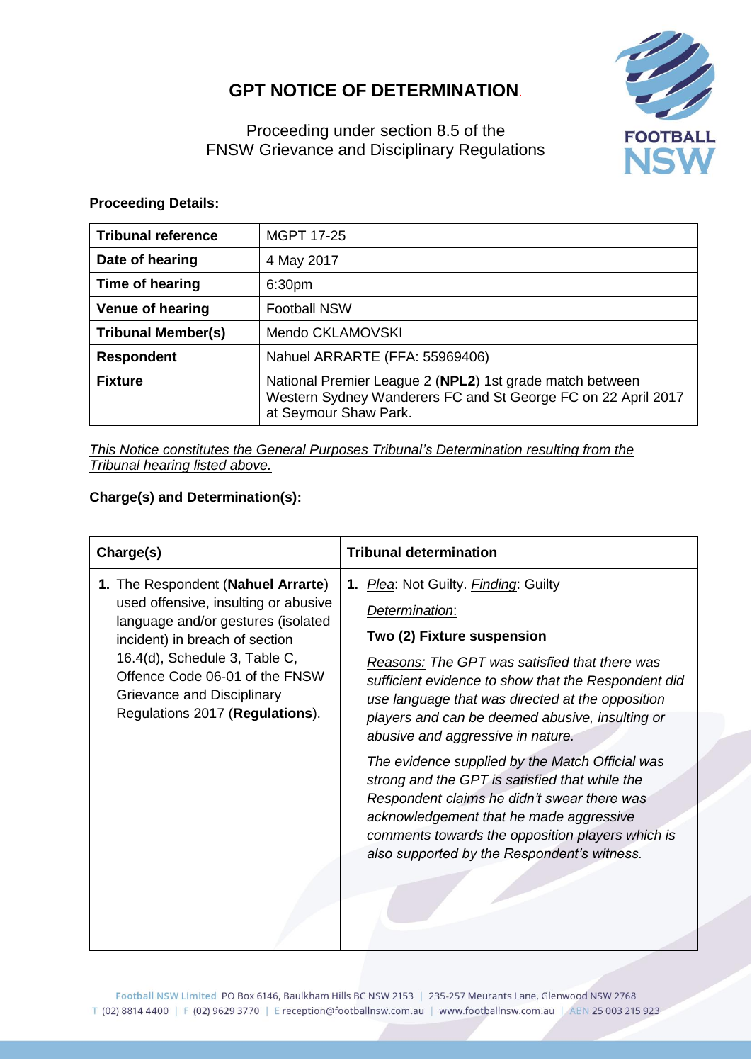# GPT NOTICE OF DETERMINATION.

Proceeding under section 8.5 of the
FNSW Grievance and Disciplinary Regulations

**Proceeding Details:**

| **Tribunal reference** | MGPT 17-25 |
|---|---|
| **Date of hearing** | 4 May 2017 |
| **Time of hearing** | 6:30pm |
| **Venue of hearing** | Football NSW |
| **Tribunal Member(s)** | Mendo CKLAMOVSKI |
| **Respondent** | Nahuel ARRARTE (FFA: 55969406) |
| **Fixture** | National Premier League 2 (**NPL2**) 1st grade match between Western Sydney Wanderers FC and St George FC on 22 April 2017 at Seymour Shaw Park. |

*This Notice constitutes the General Purposes Tribunal's Determination resulting from the Tribunal hearing listed above.*

**Charge(s) and Determination(s):**

| **Charge(s)** | **Tribunal determination** |
|---|---|
| 1. The Respondent (**Nahuel Arrarte**) used offensive, insulting or abusive language and/or gestures (isolated incident) in breach of section 16.4(d), Schedule 3, Table C, Offence Code 06-01 of the FNSW Grievance and Disciplinary Regulations 2017 (**Regulations**). | 1. *Plea*: Not Guilty. *Finding*: Guilty<br><br>*Determination*:<br><br>**Two (2) Fixture suspension**<br><br>*Reasons: The GPT was satisfied that there was sufficient evidence to show that the Respondent did use language that was directed at the opposition players and can be deemed abusive, insulting or abusive and aggressive in nature.*<br><br>*The evidence supplied by the Match Official was strong and the GPT is satisfied that while the Respondent claims he didn't swear there was acknowledgement that he made aggressive comments towards the opposition players which is also supported by the Respondent's witness.* |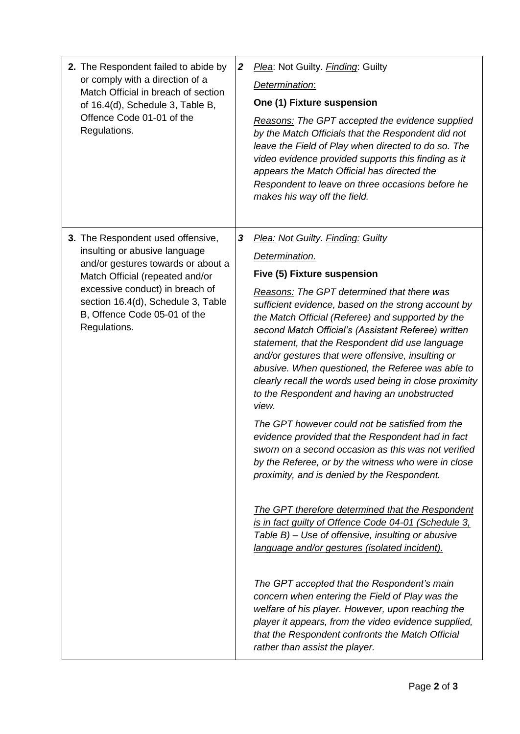| | | |
|---|---|---|
| **2.** The Respondent failed to abide by or comply with a direction of a Match Official in breach of section of 16.4(d), Schedule 3, Table B, Offence Code 01-01 of the Regulations. | *2* | Plea: Not Guilty. Finding: Guilty<br><br>Determination:<br><br>**One (1) Fixture suspension**<br><br>*Reasons: The GPT accepted the evidence supplied by the Match Officials that the Respondent did not leave the Field of Play when directed to do so. The video evidence provided supports this finding as it appears the Match Official has directed the Respondent to leave on three occasions before he makes his way off the field.* |
| **3.** The Respondent used offensive, insulting or abusive language and/or gestures towards or about a Match Official (repeated and/or excessive conduct) in breach of section 16.4(d), Schedule 3, Table B, Offence Code 05-01 of the Regulations. | *3* | *Plea: Not Guilty. Finding: Guilty*<br><br>*Determination.*<br><br>**Five (5) Fixture suspension**<br><br>*Reasons: The GPT determined that there was sufficient evidence, based on the strong account by the Match Official (Referee) and supported by the second Match Official's (Assistant Referee) written statement, that the Respondent did use language and/or gestures that were offensive, insulting or abusive. When questioned, the Referee was able to clearly recall the words used being in close proximity to the Respondent and having an unobstructed view.*<br><br>*The GPT however could not be satisfied from the evidence provided that the Respondent had in fact sworn on a second occasion as this was not verified by the Referee, or by the witness who were in close proximity, and is denied by the Respondent.*<br><br>*The GPT therefore determined that the Respondent is in fact guilty of Offence Code 04-01 (Schedule 3, Table B) – Use of offensive, insulting or abusive language and/or gestures (isolated incident).*<br><br>*The GPT accepted that the Respondent's main concern when entering the Field of Play was the welfare of his player. However, upon reaching the player it appears, from the video evidence supplied, that the Respondent confronts the Match Official rather than assist the player.* |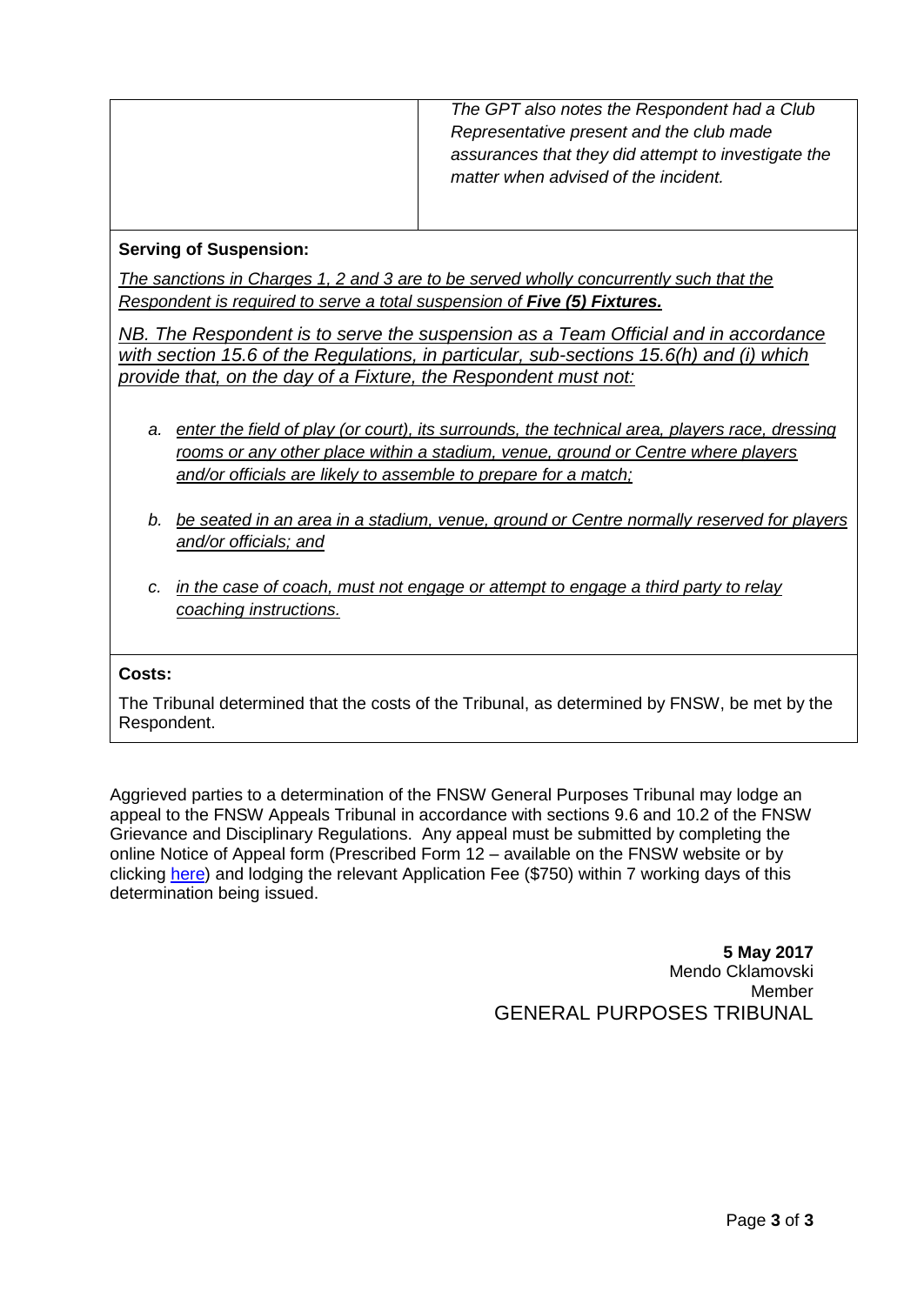| | |
|---|---|
| | *The GPT also notes the Respondent had a Club Representative present and the club made assurances that they did attempt to investigate the matter when advised of the incident.* |

**Serving of Suspension:**

*The sanctions in Charges 1, 2 and 3 are to be served wholly concurrently such that the Respondent is required to serve a total suspension of* ***Five (5) Fixtures.***

*NB. The Respondent is to serve the suspension as a Team Official and in accordance with section 15.6 of the Regulations, in particular, sub-sections 15.6(h) and (i) which provide that, on the day of a Fixture, the Respondent must not:*

- *a. enter the field of play (or court), its surrounds, the technical area, players race, dressing rooms or any other place within a stadium, venue, ground or Centre where players and/or officials are likely to assemble to prepare for a match;*
- *b. be seated in an area in a stadium, venue, ground or Centre normally reserved for players and/or officials; and*
- *c. in the case of coach, must not engage or attempt to engage a third party to relay coaching instructions.*

**Costs:**

The Tribunal determined that the costs of the Tribunal, as determined by FNSW, be met by the Respondent.

Aggrieved parties to a determination of the FNSW General Purposes Tribunal may lodge an appeal to the FNSW Appeals Tribunal in accordance with sections 9.6 and 10.2 of the FNSW Grievance and Disciplinary Regulations. Any appeal must be submitted by completing the online Notice of Appeal form (Prescribed Form 12 – available on the FNSW website or by clicking here) and lodging the relevant Application Fee ($750) within 7 working days of this determination being issued.

**5 May 2017**
Mendo Cklamovski
Member
GENERAL PURPOSES TRIBUNAL